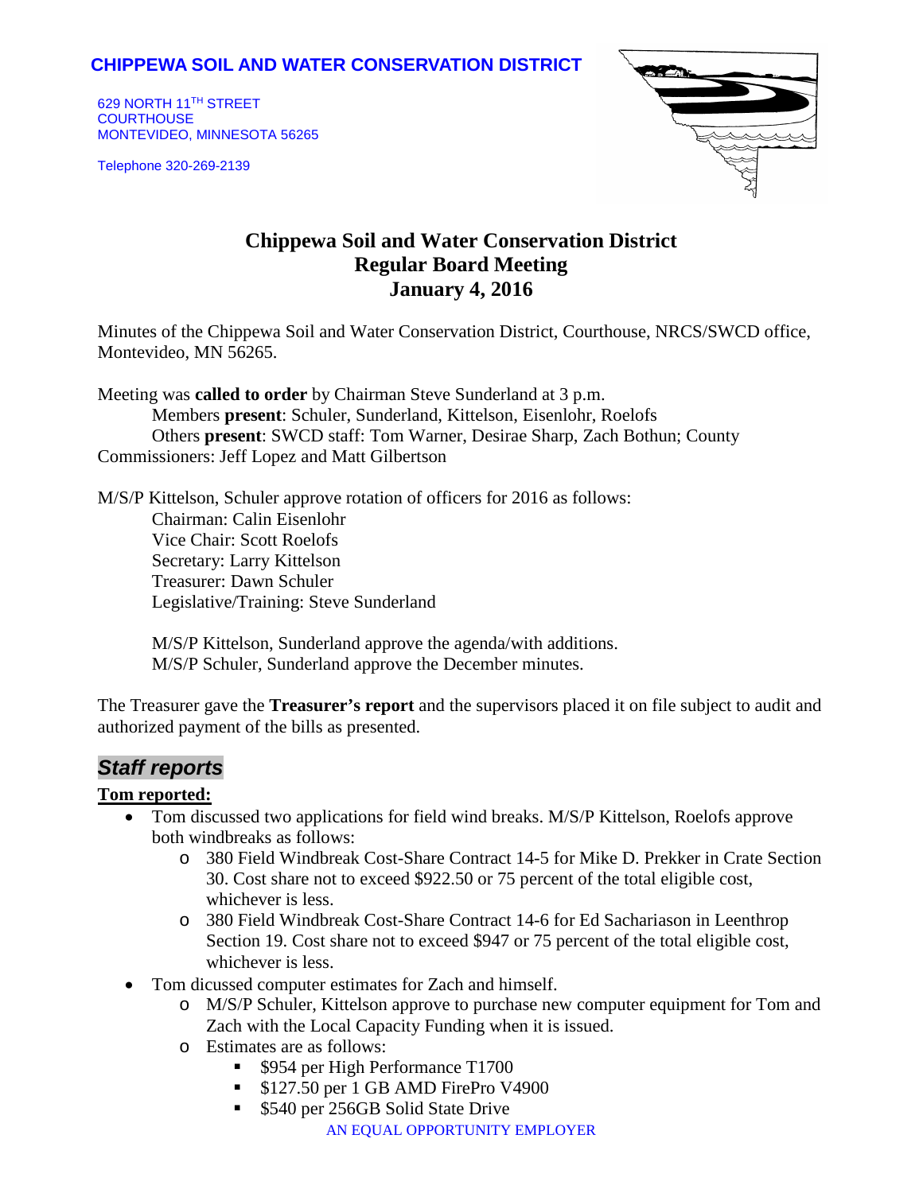**CHIPPEWA SOIL AND WATER CONSERVATION DISTRICT**

629 NORTH 11TH STREET
COURTHOUSE
MONTEVIDEO, MINNESOTA 56265

Telephone 320-269-2139

# Chippewa Soil and Water Conservation District
## Regular Board Meeting
## January 4, 2016

Minutes of the Chippewa Soil and Water Conservation District, Courthouse, NRCS/SWCD office, Montevideo, MN 56265.

Meeting was **called to order** by Chairman Steve Sunderland at 3 p.m.
Members **present**: Schuler, Sunderland, Kittelson, Eisenlohr, Roelofs
Others **present**: SWCD staff: Tom Warner, Desirae Sharp, Zach Bothun; County Commissioners: Jeff Lopez and Matt Gilbertson

M/S/P Kittelson, Schuler approve rotation of officers for 2016 as follows:
Chairman: Calin Eisenlohr
Vice Chair: Scott Roelofs
Secretary: Larry Kittelson
Treasurer: Dawn Schuler
Legislative/Training: Steve Sunderland

M/S/P Kittelson, Sunderland approve the agenda/with additions.
M/S/P Schuler, Sunderland approve the December minutes.

The Treasurer gave the **Treasurer's report** and the supervisors placed it on file subject to audit and authorized payment of the bills as presented.

## *Staff reports*

**Tom reported:**

- Tom discussed two applications for field wind breaks. M/S/P Kittelson, Roelofs approve both windbreaks as follows:
  - 380 Field Windbreak Cost-Share Contract 14-5 for Mike D. Prekker in Crate Section 30. Cost share not to exceed $922.50 or 75 percent of the total eligible cost, whichever is less.
  - 380 Field Windbreak Cost-Share Contract 14-6 for Ed Sachariason in Leenthrop Section 19. Cost share not to exceed $947 or 75 percent of the total eligible cost, whichever is less.
- Tom dicussed computer estimates for Zach and himself.
  - M/S/P Schuler, Kittelson approve to purchase new computer equipment for Tom and Zach with the Local Capacity Funding when it is issued.
  - Estimates are as follows:
    - $954 per High Performance T1700
    - $127.50 per 1 GB AMD FirePro V4900
    - $540 per 256GB Solid State Drive

AN EQUAL OPPORTUNITY EMPLOYER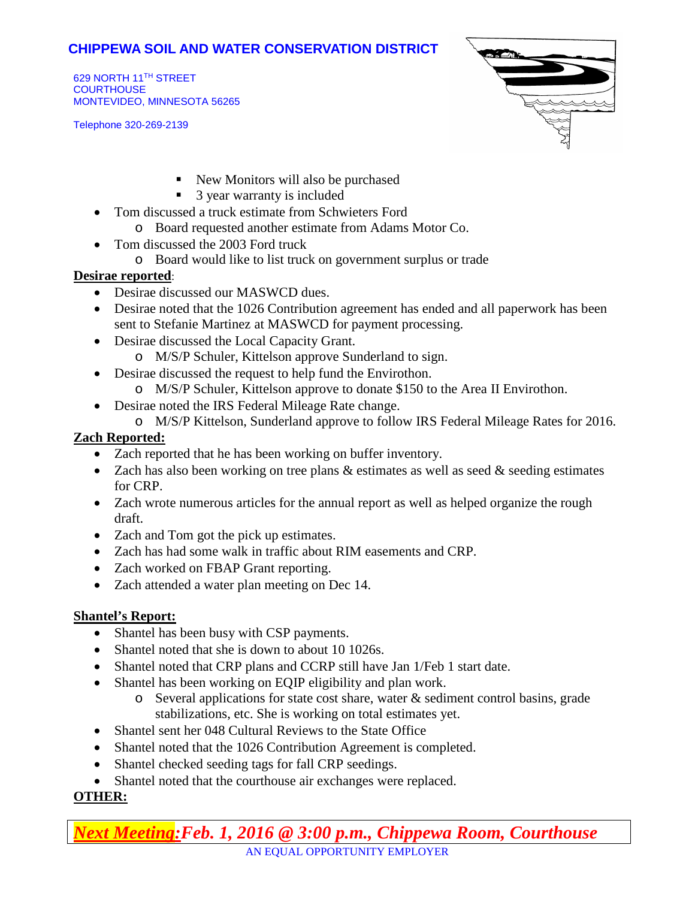- New Monitors will also be purchased
- 3 year warranty is included

- Tom discussed a truck estimate from Schwieters Ford
  - Board requested another estimate from Adams Motor Co.
- Tom discussed the 2003 Ford truck
  - Board would like to list truck on government surplus or trade

**Desirae reported**:

- Desirae discussed our MASWCD dues.
- Desirae noted that the 1026 Contribution agreement has ended and all paperwork has been sent to Stefanie Martinez at MASWCD for payment processing.
- Desirae discussed the Local Capacity Grant.
  - M/S/P Schuler, Kittelson approve Sunderland to sign.
- Desirae discussed the request to help fund the Envirothon.
  - M/S/P Schuler, Kittelson approve to donate $150 to the Area II Envirothon.
- Desirae noted the IRS Federal Mileage Rate change.
  - M/S/P Kittelson, Sunderland approve to follow IRS Federal Mileage Rates for 2016.

**Zach Reported:**

- Zach reported that he has been working on buffer inventory.
- Zach has also been working on tree plans & estimates as well as seed & seeding estimates for CRP.
- Zach wrote numerous articles for the annual report as well as helped organize the rough draft.
- Zach and Tom got the pick up estimates.
- Zach has had some walk in traffic about RIM easements and CRP.
- Zach worked on FBAP Grant reporting.
- Zach attended a water plan meeting on Dec 14.

**Shantel's Report:**

- Shantel has been busy with CSP payments.
- Shantel noted that she is down to about 10 1026s.
- Shantel noted that CRP plans and CCRP still have Jan 1/Feb 1 start date.
- Shantel has been working on EQIP eligibility and plan work.
  - Several applications for state cost share, water & sediment control basins, grade stabilizations, etc. She is working on total estimates yet.
- Shantel sent her 048 Cultural Reviews to the State Office
- Shantel noted that the 1026 Contribution Agreement is completed.
- Shantel checked seeding tags for fall CRP seedings.
- Shantel noted that the courthouse air exchanges were replaced.

**OTHER:**

***Next Meeting:Feb. 1, 2016 @ 3:00 p.m., Chippewa Room, Courthouse***